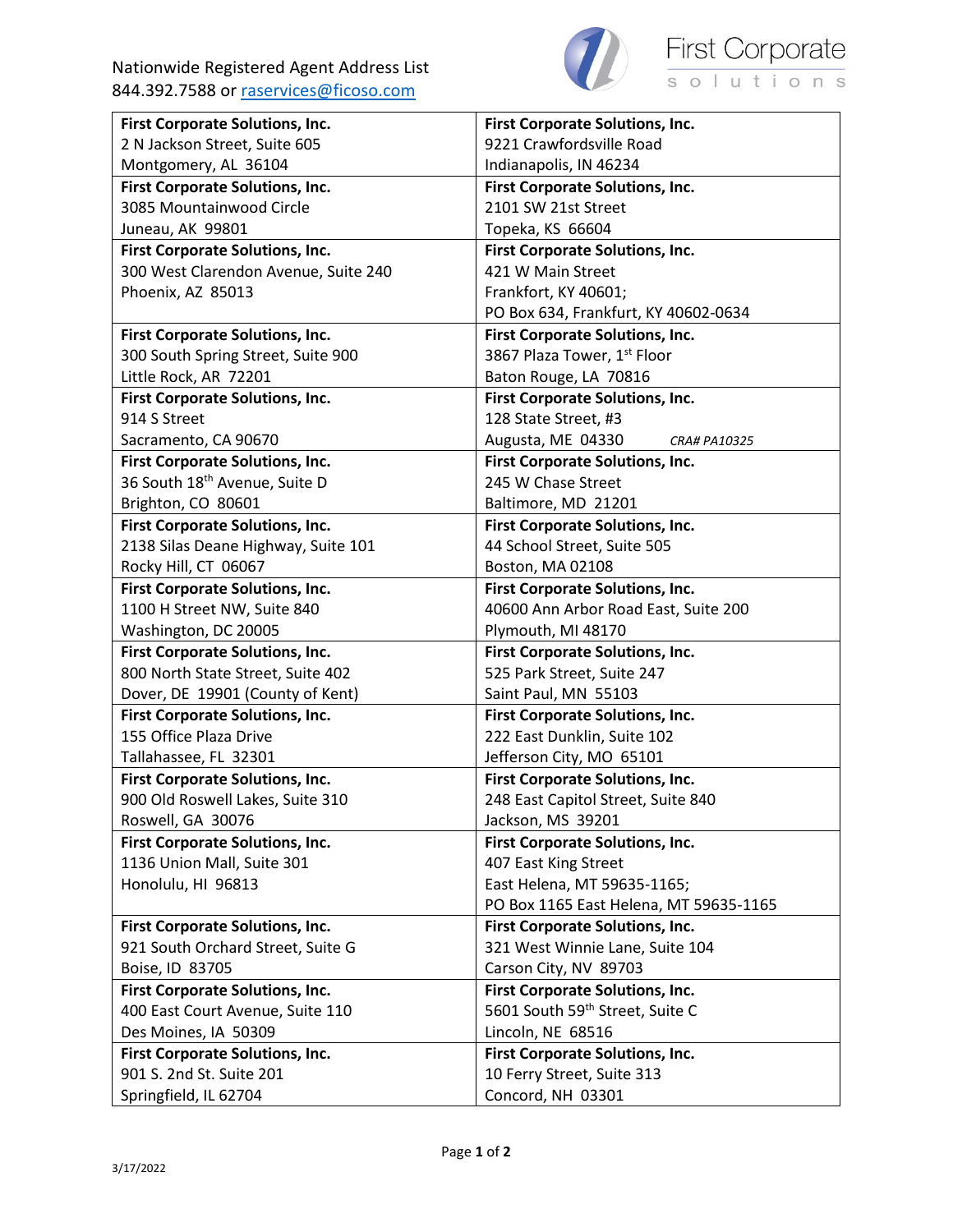Nationwide Registered Agent Address List
844.392.7588 or raservices@ficoso.com

First Corporate solutions

| | |
|---|---|
| **First Corporate Solutions, Inc.**<br>2 N Jackson Street, Suite 605<br>Montgomery, AL 36104 | **First Corporate Solutions, Inc.**<br>9221 Crawfordsville Road<br>Indianapolis, IN 46234 |
| **First Corporate Solutions, Inc.**<br>3085 Mountainwood Circle<br>Juneau, AK 99801 | **First Corporate Solutions, Inc.**<br>2101 SW 21st Street<br>Topeka, KS 66604 |
| **First Corporate Solutions, Inc.**<br>300 West Clarendon Avenue, Suite 240<br>Phoenix, AZ 85013 | **First Corporate Solutions, Inc.**<br>421 W Main Street<br>Frankfort, KY 40601;<br>PO Box 634, Frankfort, KY 40602-0634 |
| **First Corporate Solutions, Inc.**<br>300 South Spring Street, Suite 900<br>Little Rock, AR 72201 | **First Corporate Solutions, Inc.**<br>3867 Plaza Tower, 1st Floor<br>Baton Rouge, LA 70816 |
| **First Corporate Solutions, Inc.**<br>914 S Street<br>Sacramento, CA 90670 | **First Corporate Solutions, Inc.**<br>128 State Street, #3<br>Augusta, ME 04330 *CRA# PA10325* |
| **First Corporate Solutions, Inc.**<br>36 South 18th Avenue, Suite D<br>Brighton, CO 80601 | **First Corporate Solutions, Inc.**<br>245 W Chase Street<br>Baltimore, MD 21201 |
| **First Corporate Solutions, Inc.**<br>2138 Silas Deane Highway, Suite 101<br>Rocky Hill, CT 06067 | **First Corporate Solutions, Inc.**<br>44 School Street, Suite 505<br>Boston, MA 02108 |
| **First Corporate Solutions, Inc.**<br>1100 H Street NW, Suite 840<br>Washington, DC 20005 | **First Corporate Solutions, Inc.**<br>40600 Ann Arbor Road East, Suite 200<br>Plymouth, MI 48170 |
| **First Corporate Solutions, Inc.**<br>800 North State Street, Suite 402<br>Dover, DE 19901 (County of Kent) | **First Corporate Solutions, Inc.**<br>525 Park Street, Suite 247<br>Saint Paul, MN 55103 |
| **First Corporate Solutions, Inc.**<br>155 Office Plaza Drive<br>Tallahassee, FL 32301 | **First Corporate Solutions, Inc.**<br>222 East Dunklin, Suite 102<br>Jefferson City, MO 65101 |
| **First Corporate Solutions, Inc.**<br>900 Old Roswell Lakes, Suite 310<br>Roswell, GA 30076 | **First Corporate Solutions, Inc.**<br>248 East Capitol Street, Suite 840<br>Jackson, MS 39201 |
| **First Corporate Solutions, Inc.**<br>1136 Union Mall, Suite 301<br>Honolulu, HI 96813 | **First Corporate Solutions, Inc.**<br>407 East King Street<br>East Helena, MT 59635-1165;<br>PO Box 1165 East Helena, MT 59635-1165 |
| **First Corporate Solutions, Inc.**<br>921 South Orchard Street, Suite G<br>Boise, ID 83705 | **First Corporate Solutions, Inc.**<br>321 West Winnie Lane, Suite 104<br>Carson City, NV 89703 |
| **First Corporate Solutions, Inc.**<br>400 East Court Avenue, Suite 110<br>Des Moines, IA 50309 | **First Corporate Solutions, Inc.**<br>5601 South 59th Street, Suite C<br>Lincoln, NE 68516 |
| **First Corporate Solutions, Inc.**<br>901 S. 2nd St. Suite 201<br>Springfield, IL 62704 | **First Corporate Solutions, Inc.**<br>10 Ferry Street, Suite 313<br>Concord, NH 03301 |

3/17/2022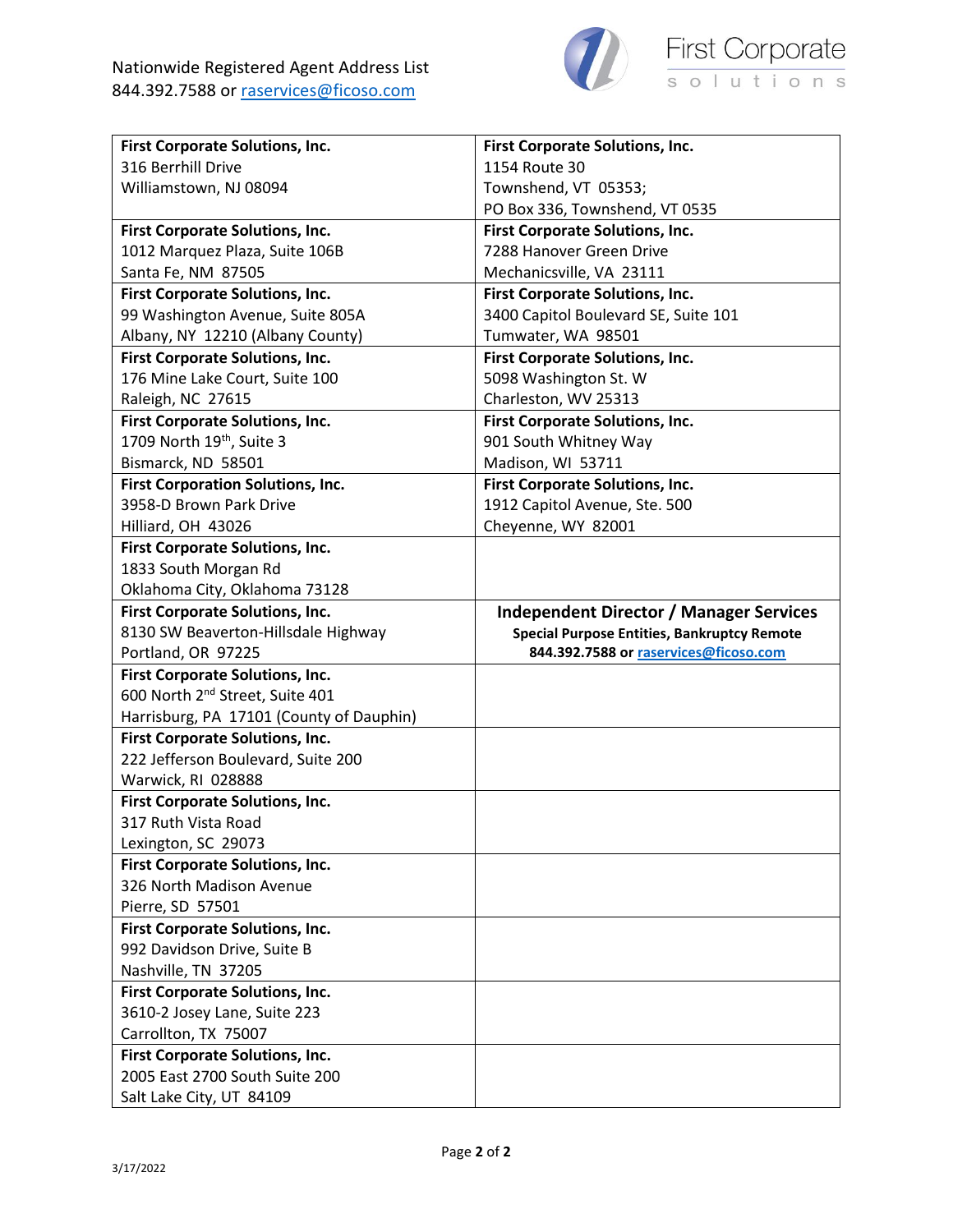Nationwide Registered Agent Address List
844.392.7588 or raservices@ficoso.com

First Corporate solutions

| | |
|---|---|
| **First Corporate Solutions, Inc.**<br>316 Berrhill Drive<br>Williamstown, NJ 08094 | **First Corporate Solutions, Inc.**<br>1154 Route 30<br>Townshend, VT 05353;<br>PO Box 336, Townshend, VT 0535 |
| **First Corporate Solutions, Inc.**<br>1012 Marquez Plaza, Suite 106B<br>Santa Fe, NM 87505 | **First Corporate Solutions, Inc.**<br>7288 Hanover Green Drive<br>Mechanicsville, VA 23111 |
| **First Corporate Solutions, Inc.**<br>99 Washington Avenue, Suite 805A<br>Albany, NY 12210 (Albany County) | **First Corporate Solutions, Inc.**<br>3400 Capitol Boulevard SE, Suite 101<br>Tumwater, WA 98501 |
| **First Corporate Solutions, Inc.**<br>176 Mine Lake Court, Suite 100<br>Raleigh, NC 27615 | **First Corporate Solutions, Inc.**<br>5098 Washington St. W<br>Charleston, WV 25313 |
| **First Corporate Solutions, Inc.**<br>1709 North 19th, Suite 3<br>Bismarck, ND 58501 | **First Corporate Solutions, Inc.**<br>901 South Whitney Way<br>Madison, WI 53711 |
| **First Corporation Solutions, Inc.**<br>3958-D Brown Park Drive<br>Hilliard, OH 43026 | **First Corporate Solutions, Inc.**<br>1912 Capitol Avenue, Ste. 500<br>Cheyenne, WY 82001 |
| **First Corporate Solutions, Inc.**<br>1833 South Morgan Rd<br>Oklahoma City, Oklahoma 73128 | |
| **First Corporate Solutions, Inc.**<br>8130 SW Beaverton-Hillsdale Highway<br>Portland, OR 97225 | **Independent Director / Manager Services**<br>**Special Purpose Entities, Bankruptcy Remote**<br>**844.392.7588 or raservices@ficoso.com** |
| **First Corporate Solutions, Inc.**<br>600 North 2nd Street, Suite 401<br>Harrisburg, PA 17101 (County of Dauphin) | |
| **First Corporate Solutions, Inc.**<br>222 Jefferson Boulevard, Suite 200<br>Warwick, RI 028888 | |
| **First Corporate Solutions, Inc.**<br>317 Ruth Vista Road<br>Lexington, SC 29073 | |
| **First Corporate Solutions, Inc.**<br>326 North Madison Avenue<br>Pierre, SD 57501 | |
| **First Corporate Solutions, Inc.**<br>992 Davidson Drive, Suite B<br>Nashville, TN 37205 | |
| **First Corporate Solutions, Inc.**<br>3610-2 Josey Lane, Suite 223<br>Carrollton, TX 75007 | |
| **First Corporate Solutions, Inc.**<br>2005 East 2700 South Suite 200<br>Salt Lake City, UT 84109 | |

3/17/2022